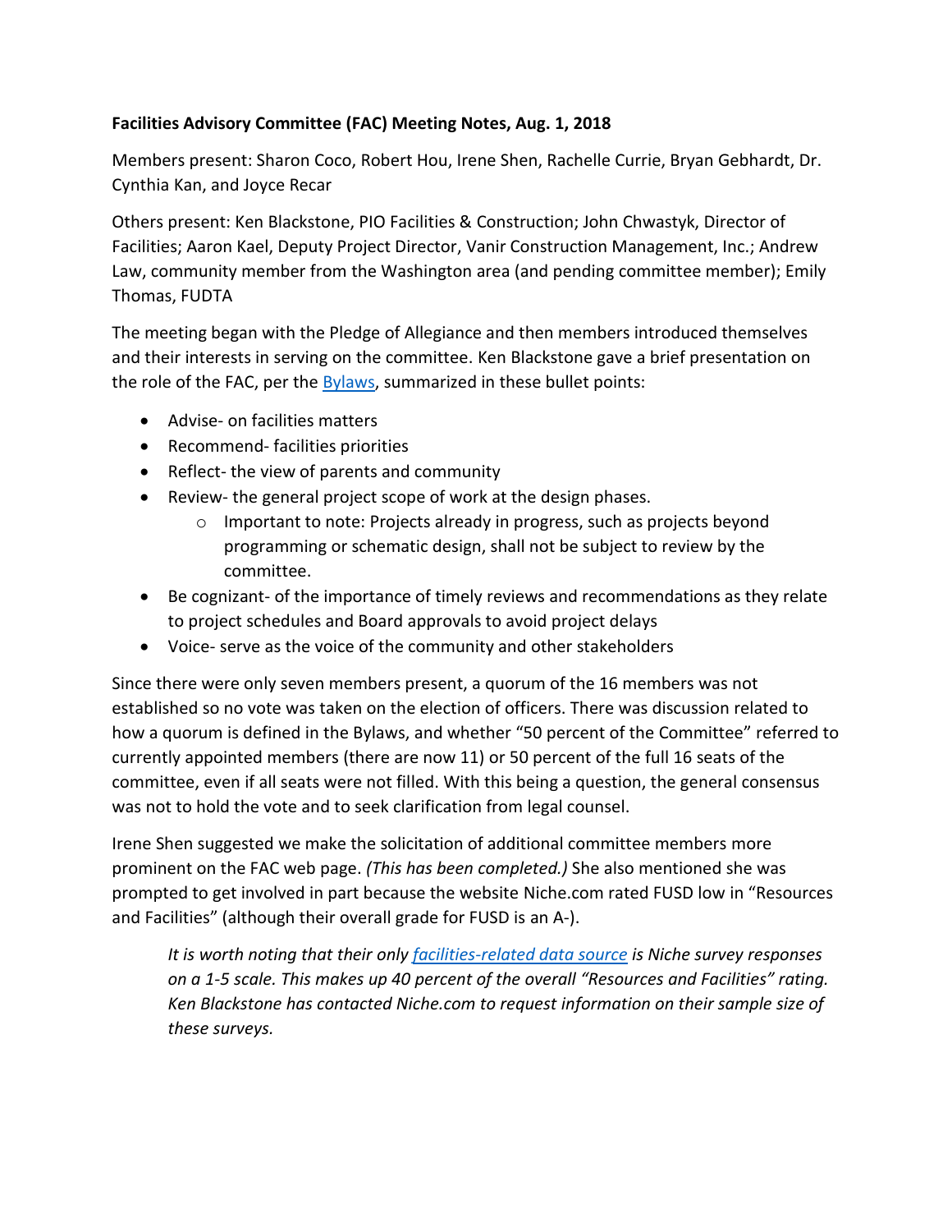**Facilities Advisory Committee (FAC) Meeting Notes, Aug. 1, 2018**

Members present: Sharon Coco, Robert Hou, Irene Shen, Rachelle Currie, Bryan Gebhardt, Dr. Cynthia Kan, and Joyce Recar

Others present: Ken Blackstone, PIO Facilities & Construction; John Chwastyk, Director of Facilities; Aaron Kael, Deputy Project Director, Vanir Construction Management, Inc.; Andrew Law, community member from the Washington area (and pending committee member); Emily Thomas, FUDTA

The meeting began with the Pledge of Allegiance and then members introduced themselves and their interests in serving on the committee. Ken Blackstone gave a brief presentation on the role of the FAC, per the Bylaws, summarized in these bullet points:

- Advise- on facilities matters
- Recommend- facilities priorities
- Reflect- the view of parents and community
- Review- the general project scope of work at the design phases.
  - Important to note: Projects already in progress, such as projects beyond programming or schematic design, shall not be subject to review by the committee.
- Be cognizant- of the importance of timely reviews and recommendations as they relate to project schedules and Board approvals to avoid project delays
- Voice- serve as the voice of the community and other stakeholders

Since there were only seven members present, a quorum of the 16 members was not established so no vote was taken on the election of officers. There was discussion related to how a quorum is defined in the Bylaws, and whether "50 percent of the Committee" referred to currently appointed members (there are now 11) or 50 percent of the full 16 seats of the committee, even if all seats were not filled. With this being a question, the general consensus was not to hold the vote and to seek clarification from legal counsel.

Irene Shen suggested we make the solicitation of additional committee members more prominent on the FAC web page. *(This has been completed.)* She also mentioned she was prompted to get involved in part because the website Niche.com rated FUSD low in "Resources and Facilities" (although their overall grade for FUSD is an A-).

> *It is worth noting that their only facilities-related data source is Niche survey responses on a 1-5 scale. This makes up 40 percent of the overall "Resources and Facilities" rating. Ken Blackstone has contacted Niche.com to request information on their sample size of these surveys.*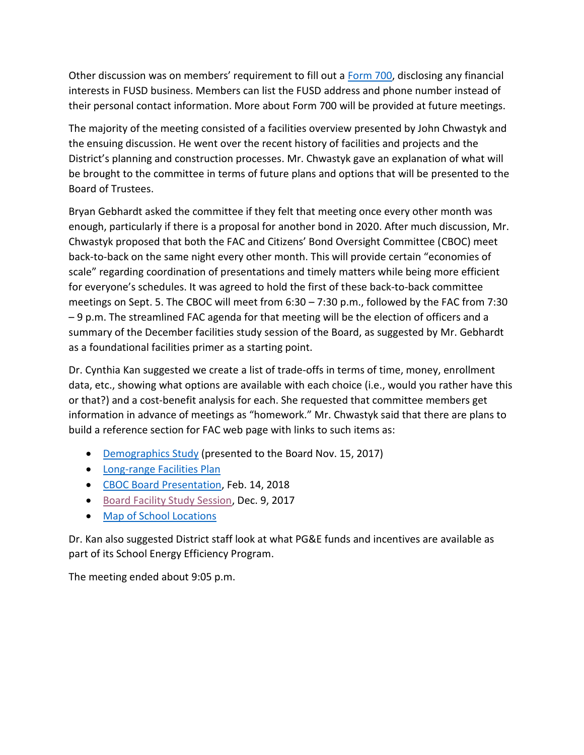Other discussion was on members' requirement to fill out a Form 700, disclosing any financial interests in FUSD business. Members can list the FUSD address and phone number instead of their personal contact information. More about Form 700 will be provided at future meetings.

The majority of the meeting consisted of a facilities overview presented by John Chwastyk and the ensuing discussion. He went over the recent history of facilities and projects and the District's planning and construction processes. Mr. Chwastyk gave an explanation of what will be brought to the committee in terms of future plans and options that will be presented to the Board of Trustees.

Bryan Gebhardt asked the committee if they felt that meeting once every other month was enough, particularly if there is a proposal for another bond in 2020. After much discussion, Mr. Chwastyk proposed that both the FAC and Citizens' Bond Oversight Committee (CBOC) meet back-to-back on the same night every other month. This will provide certain "economies of scale" regarding coordination of presentations and timely matters while being more efficient for everyone's schedules. It was agreed to hold the first of these back-to-back committee meetings on Sept. 5. The CBOC will meet from 6:30 – 7:30 p.m., followed by the FAC from 7:30 – 9 p.m. The streamlined FAC agenda for that meeting will be the election of officers and a summary of the December facilities study session of the Board, as suggested by Mr. Gebhardt as a foundational facilities primer as a starting point.

Dr. Cynthia Kan suggested we create a list of trade-offs in terms of time, money, enrollment data, etc., showing what options are available with each choice (i.e., would you rather have this or that?) and a cost-benefit analysis for each. She requested that committee members get information in advance of meetings as "homework." Mr. Chwastyk said that there are plans to build a reference section for FAC web page with links to such items as:

- Demographics Study (presented to the Board Nov. 15, 2017)
- Long-range Facilities Plan
- CBOC Board Presentation, Feb. 14, 2018
- Board Facility Study Session, Dec. 9, 2017
- Map of School Locations

Dr. Kan also suggested District staff look at what PG&E funds and incentives are available as part of its School Energy Efficiency Program.

The meeting ended about 9:05 p.m.